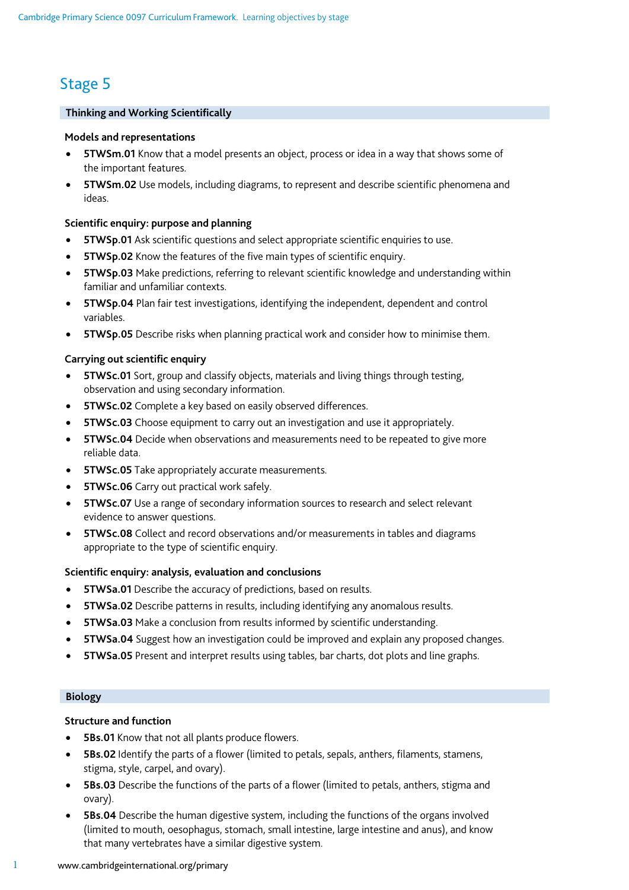## Stage 5

### Thinking and Working Scientifically

**Models and representations**

- **5TWSm.01** Know that a model presents an object, process or idea in a way that shows some of the important features.
- **5TWSm.02** Use models, including diagrams, to represent and describe scientific phenomena and ideas.

**Scientific enquiry: purpose and planning**

- **5TWSp.01** Ask scientific questions and select appropriate scientific enquiries to use.
- **5TWSp.02** Know the features of the five main types of scientific enquiry.
- **5TWSp.03** Make predictions, referring to relevant scientific knowledge and understanding within familiar and unfamiliar contexts.
- **5TWSp.04** Plan fair test investigations, identifying the independent, dependent and control variables.
- **5TWSp.05** Describe risks when planning practical work and consider how to minimise them.

**Carrying out scientific enquiry**

- **5TWSc.01** Sort, group and classify objects, materials and living things through testing, observation and using secondary information.
- **5TWSc.02** Complete a key based on easily observed differences.
- **5TWSc.03** Choose equipment to carry out an investigation and use it appropriately.
- **5TWSc.04** Decide when observations and measurements need to be repeated to give more reliable data.
- **5TWSc.05** Take appropriately accurate measurements.
- **5TWSc.06** Carry out practical work safely.
- **5TWSc.07** Use a range of secondary information sources to research and select relevant evidence to answer questions.
- **5TWSc.08** Collect and record observations and/or measurements in tables and diagrams appropriate to the type of scientific enquiry.

**Scientific enquiry: analysis, evaluation and conclusions**

- **5TWSa.01** Describe the accuracy of predictions, based on results.
- **5TWSa.02** Describe patterns in results, including identifying any anomalous results.
- **5TWSa.03** Make a conclusion from results informed by scientific understanding.
- **5TWSa.04** Suggest how an investigation could be improved and explain any proposed changes.
- **5TWSa.05** Present and interpret results using tables, bar charts, dot plots and line graphs.

### Biology

**Structure and function**

- **5Bs.01** Know that not all plants produce flowers.
- **5Bs.02** Identify the parts of a flower (limited to petals, sepals, anthers, filaments, stamens, stigma, style, carpel, and ovary).
- **5Bs.03** Describe the functions of the parts of a flower (limited to petals, anthers, stigma and ovary).
- **5Bs.04** Describe the human digestive system, including the functions of the organs involved (limited to mouth, oesophagus, stomach, small intestine, large intestine and anus), and know that many vertebrates have a similar digestive system.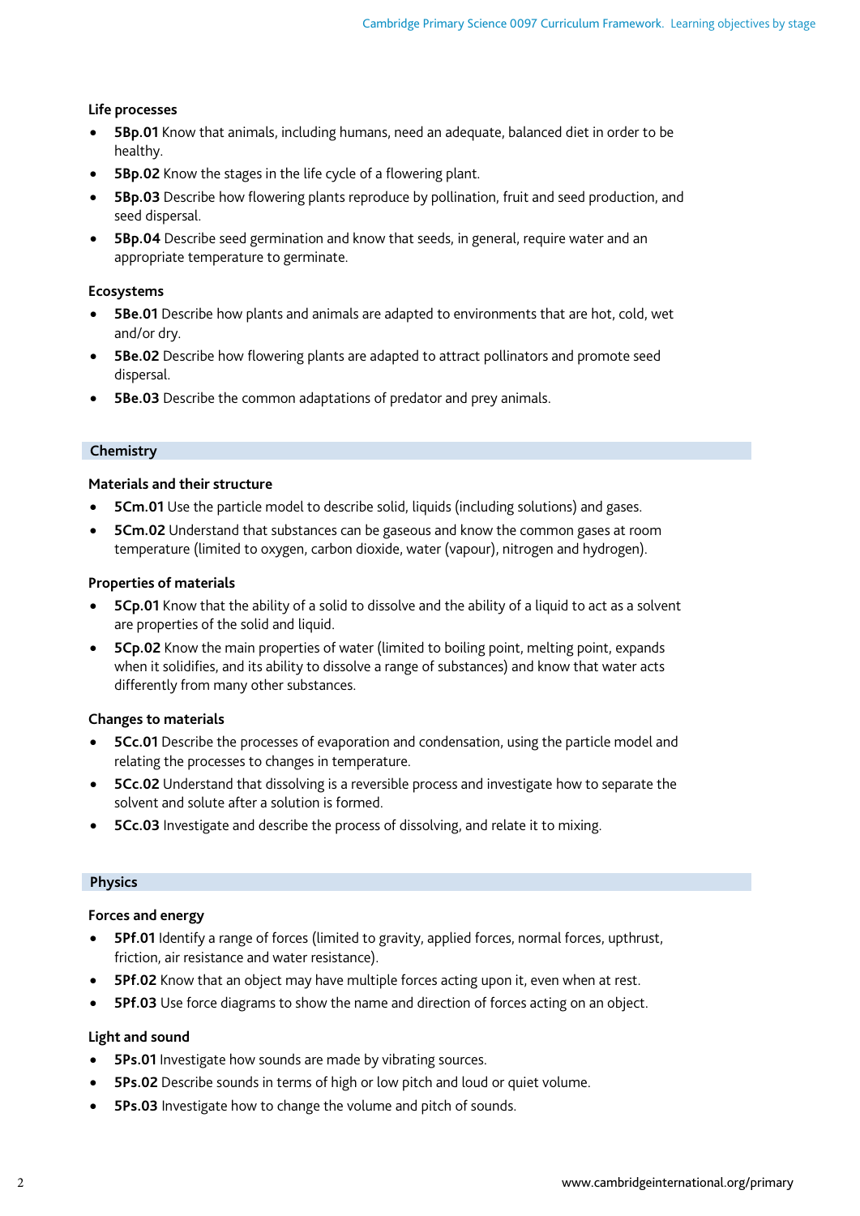### Life processes

- **5Bp.01** Know that animals, including humans, need an adequate, balanced diet in order to be healthy.
- **5Bp.02** Know the stages in the life cycle of a flowering plant.
- **5Bp.03** Describe how flowering plants reproduce by pollination, fruit and seed production, and seed dispersal.
- **5Bp.04** Describe seed germination and know that seeds, in general, require water and an appropriate temperature to germinate.

### Ecosystems

- **5Be.01** Describe how plants and animals are adapted to environments that are hot, cold, wet and/or dry.
- **5Be.02** Describe how flowering plants are adapted to attract pollinators and promote seed dispersal.
- **5Be.03** Describe the common adaptations of predator and prey animals.

## Chemistry

### Materials and their structure

- **5Cm.01** Use the particle model to describe solid, liquids (including solutions) and gases.
- **5Cm.02** Understand that substances can be gaseous and know the common gases at room temperature (limited to oxygen, carbon dioxide, water (vapour), nitrogen and hydrogen).

### Properties of materials

- **5Cp.01** Know that the ability of a solid to dissolve and the ability of a liquid to act as a solvent are properties of the solid and liquid.
- **5Cp.02** Know the main properties of water (limited to boiling point, melting point, expands when it solidifies, and its ability to dissolve a range of substances) and know that water acts differently from many other substances.

### Changes to materials

- **5Cc.01** Describe the processes of evaporation and condensation, using the particle model and relating the processes to changes in temperature.
- **5Cc.02** Understand that dissolving is a reversible process and investigate how to separate the solvent and solute after a solution is formed.
- **5Cc.03** Investigate and describe the process of dissolving, and relate it to mixing.

## Physics

### Forces and energy

- **5Pf.01** Identify a range of forces (limited to gravity, applied forces, normal forces, upthrust, friction, air resistance and water resistance).
- **5Pf.02** Know that an object may have multiple forces acting upon it, even when at rest.
- **5Pf.03** Use force diagrams to show the name and direction of forces acting on an object.

### Light and sound

- **5Ps.01** Investigate how sounds are made by vibrating sources.
- **5Ps.02** Describe sounds in terms of high or low pitch and loud or quiet volume.
- **5Ps.03** Investigate how to change the volume and pitch of sounds.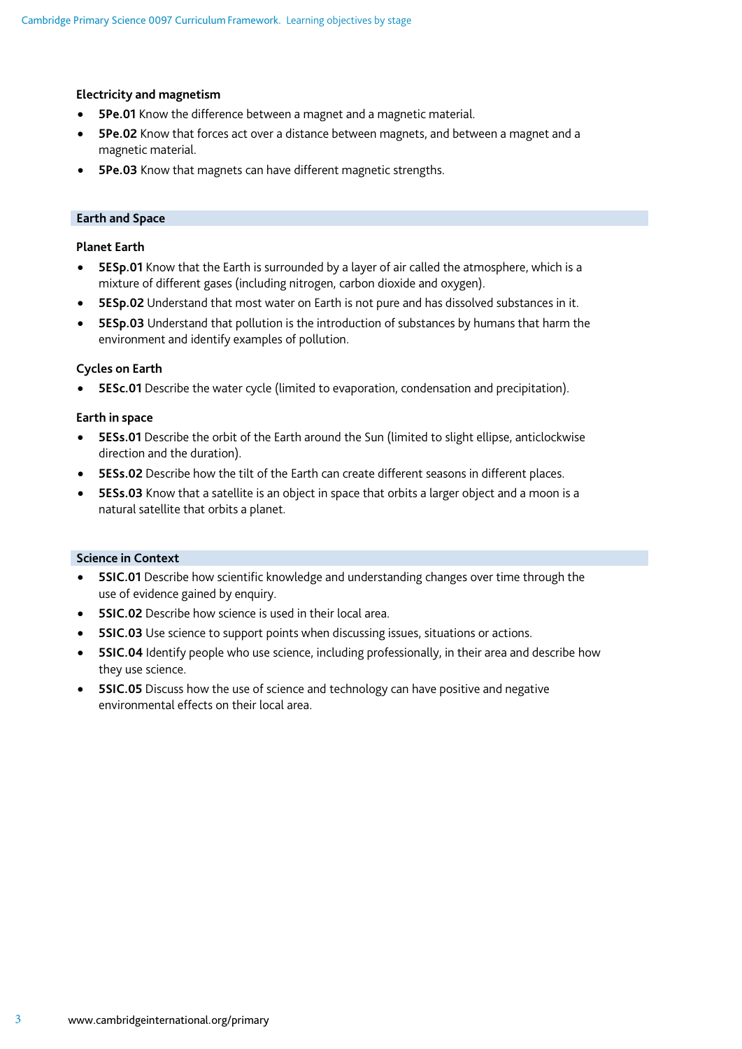### Electricity and magnetism

- **5Pe.01** Know the difference between a magnet and a magnetic material.
- **5Pe.02** Know that forces act over a distance between magnets, and between a magnet and a magnetic material.
- **5Pe.03** Know that magnets can have different magnetic strengths.

## Earth and Space

### Planet Earth

- **5ESp.01** Know that the Earth is surrounded by a layer of air called the atmosphere, which is a mixture of different gases (including nitrogen, carbon dioxide and oxygen).
- **5ESp.02** Understand that most water on Earth is not pure and has dissolved substances in it.
- **5ESp.03** Understand that pollution is the introduction of substances by humans that harm the environment and identify examples of pollution.

### Cycles on Earth

- **5ESc.01** Describe the water cycle (limited to evaporation, condensation and precipitation).

### Earth in space

- **5ESs.01** Describe the orbit of the Earth around the Sun (limited to slight ellipse, anticlockwise direction and the duration).
- **5ESs.02** Describe how the tilt of the Earth can create different seasons in different places.
- **5ESs.03** Know that a satellite is an object in space that orbits a larger object and a moon is a natural satellite that orbits a planet.

## Science in Context

- **5SIC.01** Describe how scientific knowledge and understanding changes over time through the use of evidence gained by enquiry.
- **5SIC.02** Describe how science is used in their local area.
- **5SIC.03** Use science to support points when discussing issues, situations or actions.
- **5SIC.04** Identify people who use science, including professionally, in their area and describe how they use science.
- **5SIC.05** Discuss how the use of science and technology can have positive and negative environmental effects on their local area.